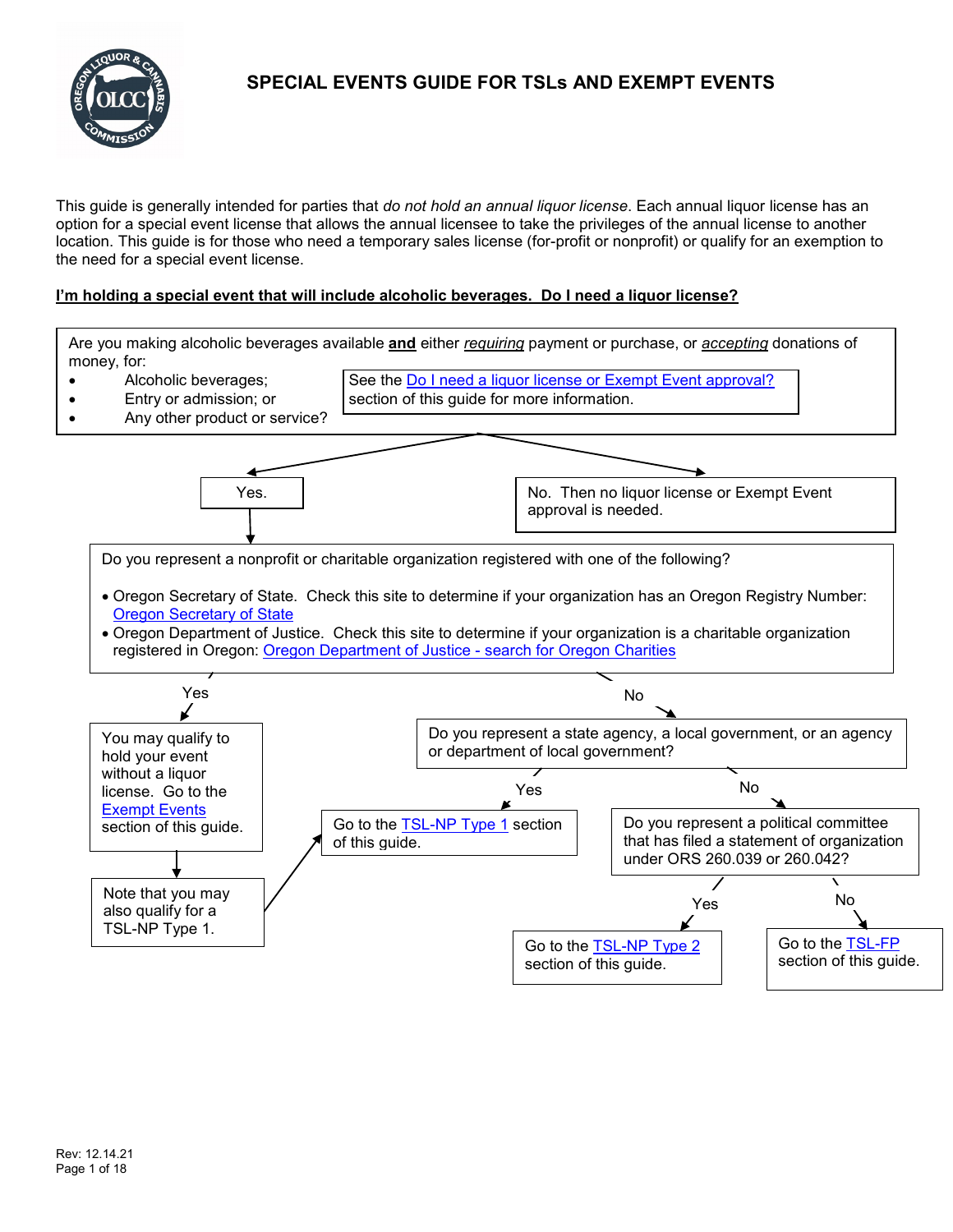# SPECIAL EVENTS GUIDE FOR TSLs AND EXEMPT EVENTS

This guide is generally intended for parties that *do not hold an annual liquor license*. Each annual liquor license has an option for a special event license that allows the annual licensee to take the privileges of the annual license to another location. This guide is for those who need a temporary sales license (for-profit or nonprofit) or qualify for an exemption to the need for a special event license.

**I'm holding a special event that will include alcoholic beverages. Do I need a liquor license?**

Are you making alcoholic beverages available **and** either *requiring* payment or purchase, or *accepting* donations of money, for:

- Alcoholic beverages;
- Entry or admission; or
- Any other product or service?

See the Do I need a liquor license or Exempt Event approval? section of this guide for more information.

- **Yes.** → Do you represent a nonprofit or charitable organization registered with one of the following?
  - Oregon Secretary of State. Check this site to determine if your organization has an Oregon Registry Number: Oregon Secretary of State
  - Oregon Department of Justice. Check this site to determine if your organization is a charitable organization registered in Oregon: Oregon Department of Justice - search for Oregon Charities
- **No.** Then no liquor license or Exempt Event approval is needed.

Nonprofit or charitable organization?

- **Yes** → You may qualify to hold your event without a liquor license. Go to the Exempt Events section of this guide.
  - Note that you may also qualify for a TSL-NP Type 1. → Go to the TSL-NP Type 1 section of this guide.
- **No** → Do you represent a state agency, a local government, or an agency or department of local government?
  - **Yes** → Go to the TSL-NP Type 1 section of this guide.
  - **No** → Do you represent a political committee that has filed a statement of organization under ORS 260.039 or 260.042?
    - **Yes** → Go to the TSL-NP Type 2 section of this guide.
    - **No** → Go to the TSL-FP section of this guide.

Rev: 12.14.21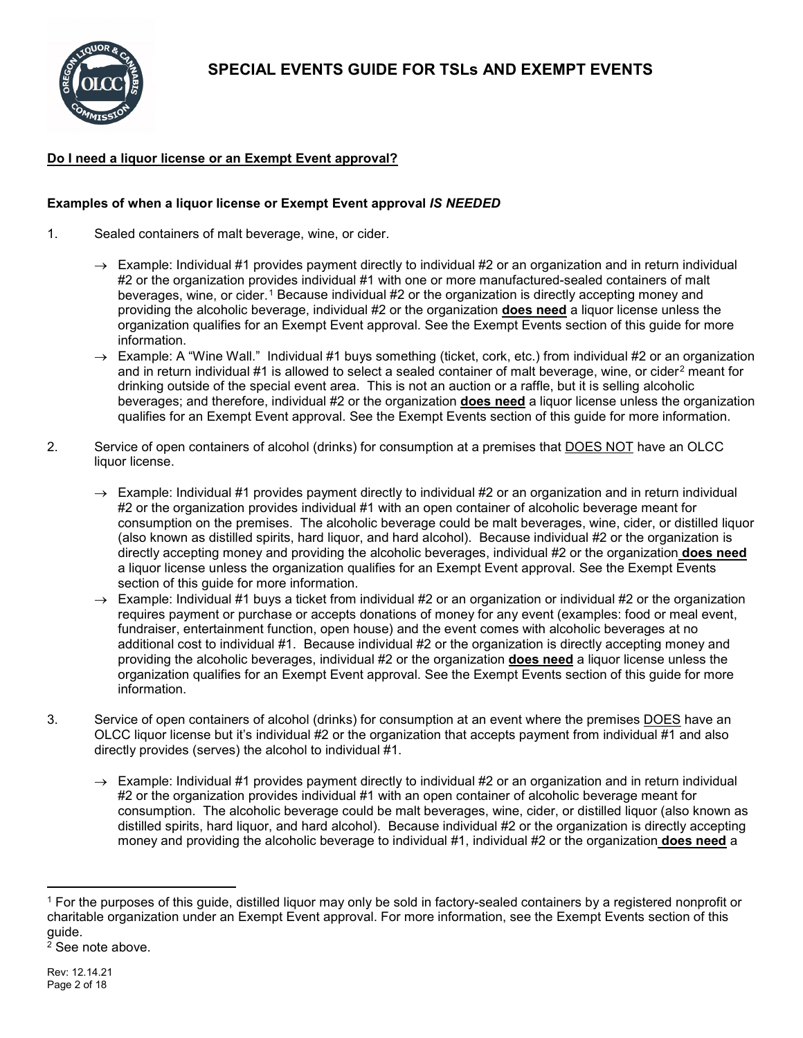# SPECIAL EVENTS GUIDE FOR TSLs AND EXEMPT EVENTS

**<u>Do I need a liquor license or an Exempt Event approval?</u>**

**Examples of when a liquor license or Exempt Event approval *IS NEEDED***

1. Sealed containers of malt beverage, wine, or cider.

   → Example: Individual #1 provides payment directly to individual #2 or an organization and in return individual #2 or the organization provides individual #1 with one or more manufactured-sealed containers of malt beverages, wine, or cider.[1] Because individual #2 or the organization is directly accepting money and providing the alcoholic beverage, individual #2 or the organization **<u>does need</u>** a liquor license unless the organization qualifies for an Exempt Event approval. See the Exempt Events section of this guide for more information.

   → Example: A "Wine Wall." Individual #1 buys something (ticket, cork, etc.) from individual #2 or an organization and in return individual #1 is allowed to select a sealed container of malt beverage, wine, or cider[2] meant for drinking outside of the special event area. This is not an auction or a raffle, but it is selling alcoholic beverages; and therefore, individual #2 or the organization **<u>does need</u>** a liquor license unless the organization qualifies for an Exempt Event approval. See the Exempt Events section of this guide for more information.

2. Service of open containers of alcohol (drinks) for consumption at a premises that <u>DOES NOT</u> have an OLCC liquor license.

   → Example: Individual #1 provides payment directly to individual #2 or an organization and in return individual #2 or the organization provides individual #1 with an open container of alcoholic beverage meant for consumption on the premises. The alcoholic beverage could be malt beverages, wine, cider, or distilled liquor (also known as distilled spirits, hard liquor, and hard alcohol). Because individual #2 or the organization is directly accepting money and providing the alcoholic beverages, individual #2 or the organization **<u>does need</u>** a liquor license unless the organization qualifies for an Exempt Event approval. See the Exempt Events section of this guide for more information.

   → Example: Individual #1 buys a ticket from individual #2 or an organization or individual #2 or the organization requires payment or purchase or accepts donations of money for any event (examples: food or meal event, fundraiser, entertainment function, open house) and the event comes with alcoholic beverages at no additional cost to individual #1. Because individual #2 or the organization is directly accepting money and providing the alcoholic beverages, individual #2 or the organization **<u>does need</u>** a liquor license unless the organization qualifies for an Exempt Event approval. See the Exempt Events section of this guide for more information.

3. Service of open containers of alcohol (drinks) for consumption at an event where the premises <u>DOES</u> have an OLCC liquor license but it's individual #2 or the organization that accepts payment from individual #1 and also directly provides (serves) the alcohol to individual #1.

   → Example: Individual #1 provides payment directly to individual #2 or an organization and in return individual #2 or the organization provides individual #1 with an open container of alcoholic beverage meant for consumption. The alcoholic beverage could be malt beverages, wine, cider, or distilled liquor (also known as distilled spirits, hard liquor, and hard alcohol). Because individual #2 or the organization is directly accepting money and providing the alcoholic beverage to individual #1, individual #2 or the organization **<u>does need</u>** a

---

[1] For the purposes of this guide, distilled liquor may only be sold in factory-sealed containers by a registered nonprofit or charitable organization under an Exempt Event approval. For more information, see the Exempt Events section of this guide.

[2] See note above.

Rev: 12.14.21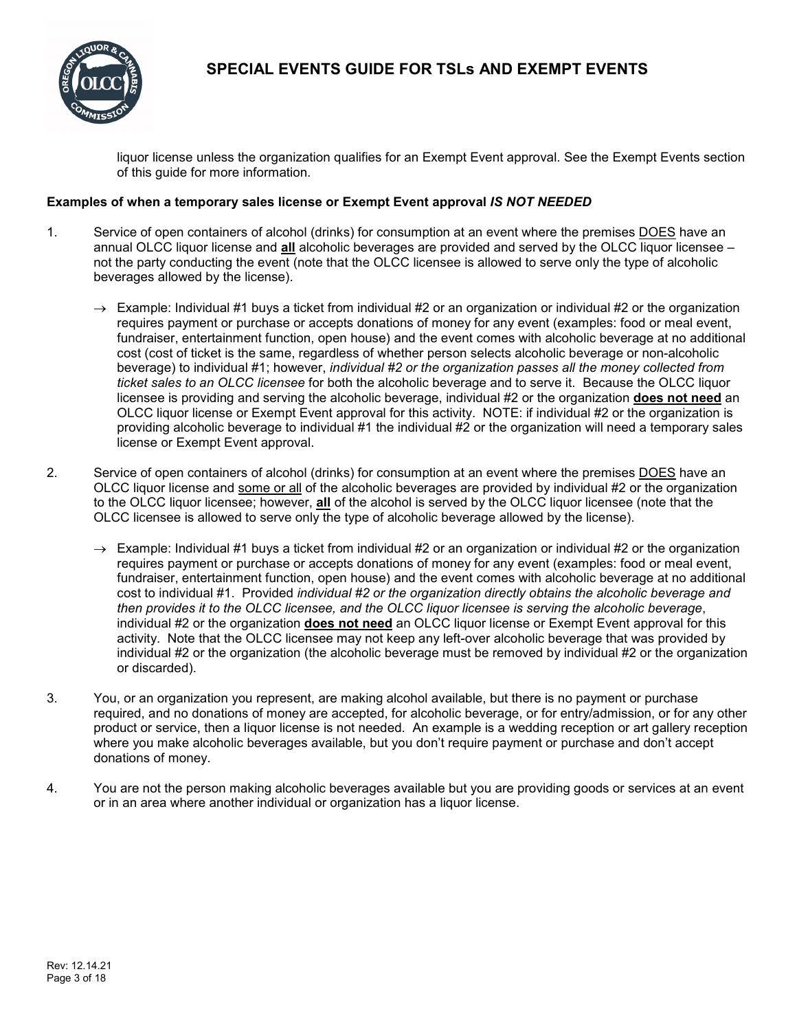liquor license unless the organization qualifies for an Exempt Event approval. See the Exempt Events section of this guide for more information.

**Examples of when a temporary sales license or Exempt Event approval *IS NOT NEEDED***

1. Service of open containers of alcohol (drinks) for consumption at an event where the premises DOES have an annual OLCC liquor license and **all** alcoholic beverages are provided and served by the OLCC liquor licensee – not the party conducting the event (note that the OLCC licensee is allowed to serve only the type of alcoholic beverages allowed by the license).

   → Example: Individual #1 buys a ticket from individual #2 or an organization or individual #2 or the organization requires payment or purchase or accepts donations of money for any event (examples: food or meal event, fundraiser, entertainment function, open house) and the event comes with alcoholic beverage at no additional cost (cost of ticket is the same, regardless of whether person selects alcoholic beverage or non-alcoholic beverage) to individual #1; however, *individual #2 or the organization passes all the money collected from ticket sales to an OLCC licensee* for both the alcoholic beverage and to serve it. Because the OLCC liquor licensee is providing and serving the alcoholic beverage, individual #2 or the organization **does not need** an OLCC liquor license or Exempt Event approval for this activity. NOTE: if individual #2 or the organization is providing alcoholic beverage to individual #1 the individual #2 or the organization will need a temporary sales license or Exempt Event approval.

2. Service of open containers of alcohol (drinks) for consumption at an event where the premises DOES have an OLCC liquor license and some or all of the alcoholic beverages are provided by individual #2 or the organization to the OLCC liquor licensee; however, **all** of the alcohol is served by the OLCC liquor licensee (note that the OLCC licensee is allowed to serve only the type of alcoholic beverage allowed by the license).

   → Example: Individual #1 buys a ticket from individual #2 or an organization or individual #2 or the organization requires payment or purchase or accepts donations of money for any event (examples: food or meal event, fundraiser, entertainment function, open house) and the event comes with alcoholic beverage at no additional cost to individual #1. Provided *individual #2 or the organization directly obtains the alcoholic beverage and then provides it to the OLCC licensee, and the OLCC liquor licensee is serving the alcoholic beverage*, individual #2 or the organization **does not need** an OLCC liquor license or Exempt Event approval for this activity. Note that the OLCC licensee may not keep any left-over alcoholic beverage that was provided by individual #2 or the organization (the alcoholic beverage must be removed by individual #2 or the organization or discarded).

3. You, or an organization you represent, are making alcohol available, but there is no payment or purchase required, and no donations of money are accepted, for alcoholic beverage, or for entry/admission, or for any other product or service, then a liquor license is not needed. An example is a wedding reception or art gallery reception where you make alcoholic beverages available, but you don't require payment or purchase and don't accept donations of money.

4. You are not the person making alcoholic beverages available but you are providing goods or services at an event or in an area where another individual or organization has a liquor license.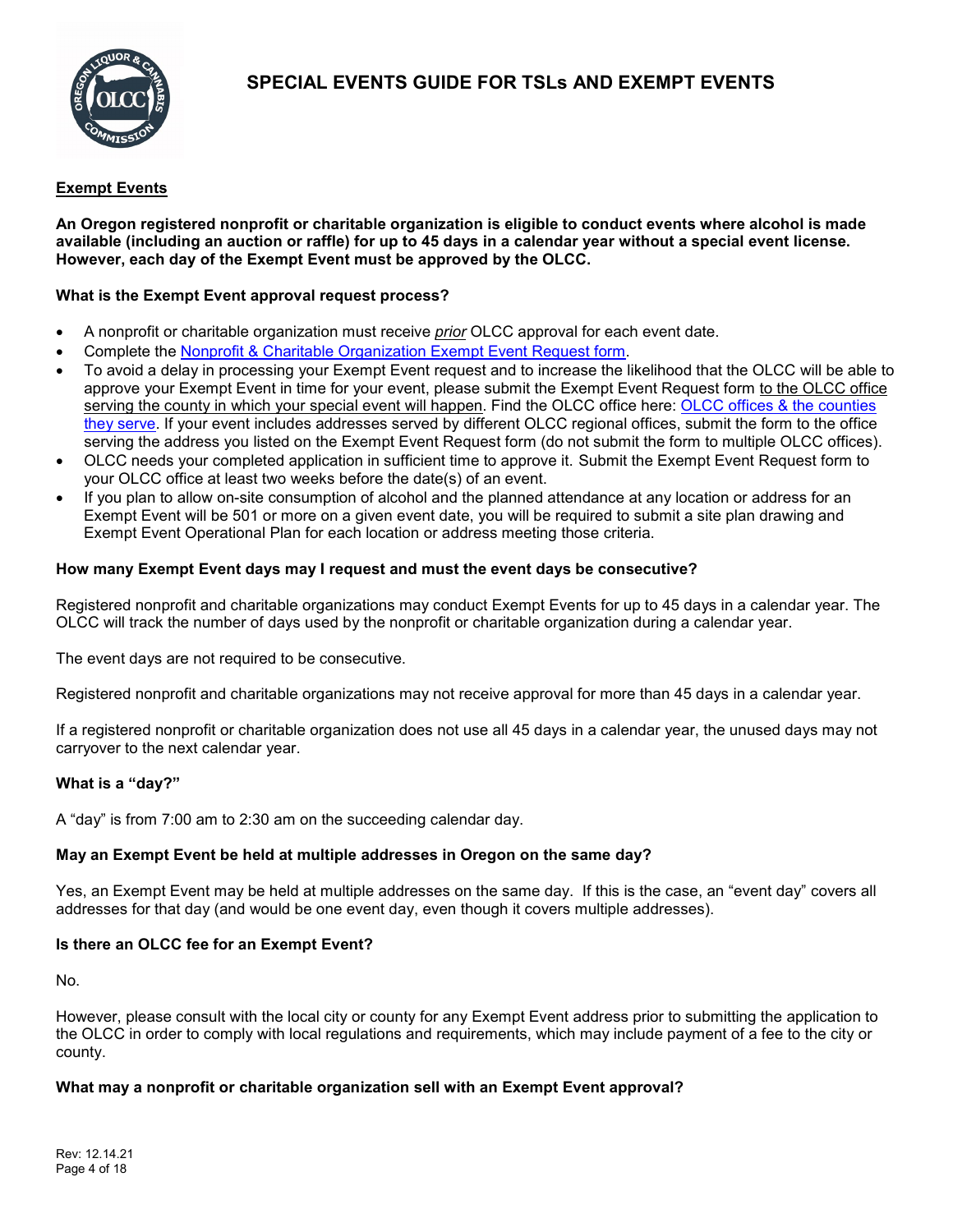## Exempt Events

**An Oregon registered nonprofit or charitable organization is eligible to conduct events where alcohol is made available (including an auction or raffle) for up to 45 days in a calendar year without a special event license. However, each day of the Exempt Event must be approved by the OLCC.**

### What is the Exempt Event approval request process?

- A nonprofit or charitable organization must receive ***prior*** OLCC approval for each event date.
- Complete the [Nonprofit & Charitable Organization Exempt Event Request form](#).
- To avoid a delay in processing your Exempt Event request and to increase the likelihood that the OLCC will be able to approve your Exempt Event in time for your event, please submit the Exempt Event Request form to the OLCC office serving the county in which your special event will happen. Find the OLCC office here: [OLCC offices & the counties they serve](#). If your event includes addresses served by different OLCC regional offices, submit the form to the office serving the address you listed on the Exempt Event Request form (do not submit the form to multiple OLCC offices).
- OLCC needs your completed application in sufficient time to approve it. Submit the Exempt Event Request form to your OLCC office at least two weeks before the date(s) of an event.
- If you plan to allow on-site consumption of alcohol and the planned attendance at any location or address for an Exempt Event will be 501 or more on a given event date, you will be required to submit a site plan drawing and Exempt Event Operational Plan for each location or address meeting those criteria.

### How many Exempt Event days may I request and must the event days be consecutive?

Registered nonprofit and charitable organizations may conduct Exempt Events for up to 45 days in a calendar year. The OLCC will track the number of days used by the nonprofit or charitable organization during a calendar year.

The event days are not required to be consecutive.

Registered nonprofit and charitable organizations may not receive approval for more than 45 days in a calendar year.

If a registered nonprofit or charitable organization does not use all 45 days in a calendar year, the unused days may not carryover to the next calendar year.

### What is a "day?"

A "day" is from 7:00 am to 2:30 am on the succeeding calendar day.

### May an Exempt Event be held at multiple addresses in Oregon on the same day?

Yes, an Exempt Event may be held at multiple addresses on the same day. If this is the case, an "event day" covers all addresses for that day (and would be one event day, even though it covers multiple addresses).

### Is there an OLCC fee for an Exempt Event?

No.

However, please consult with the local city or county for any Exempt Event address prior to submitting the application to the OLCC in order to comply with local regulations and requirements, which may include payment of a fee to the city or county.

### What may a nonprofit or charitable organization sell with an Exempt Event approval?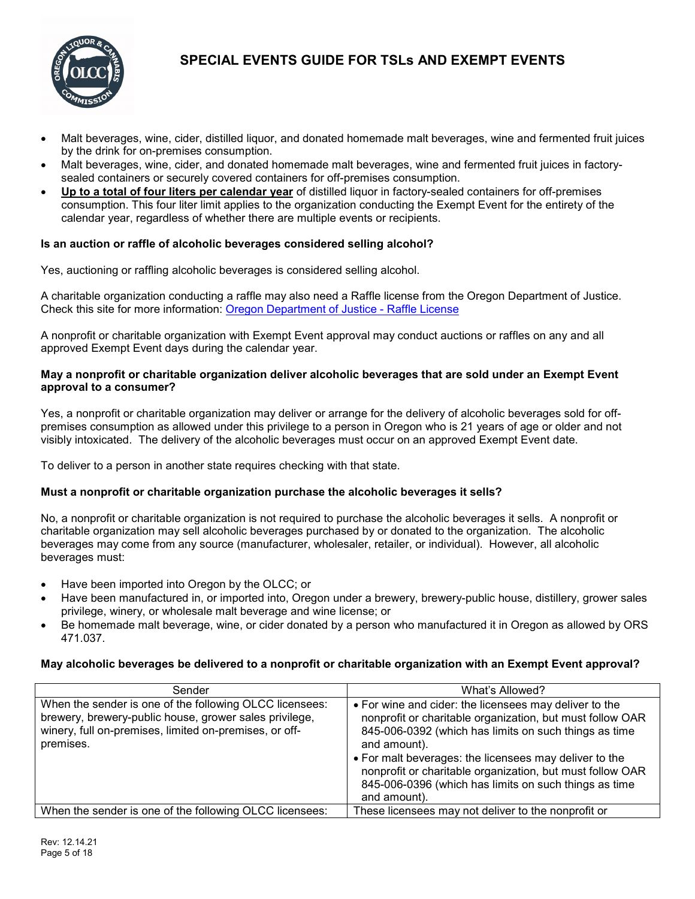- Malt beverages, wine, cider, distilled liquor, and donated homemade malt beverages, wine and fermented fruit juices by the drink for on-premises consumption.
- Malt beverages, wine, cider, and donated homemade malt beverages, wine and fermented fruit juices in factory-sealed containers or securely covered containers for off-premises consumption.
- **Up to a total of four liters per calendar year** of distilled liquor in factory-sealed containers for off-premises consumption. This four liter limit applies to the organization conducting the Exempt Event for the entirety of the calendar year, regardless of whether there are multiple events or recipients.

**Is an auction or raffle of alcoholic beverages considered selling alcohol?**

Yes, auctioning or raffling alcoholic beverages is considered selling alcohol.

A charitable organization conducting a raffle may also need a Raffle license from the Oregon Department of Justice. Check this site for more information: Oregon Department of Justice - Raffle License

A nonprofit or charitable organization with Exempt Event approval may conduct auctions or raffles on any and all approved Exempt Event days during the calendar year.

**May a nonprofit or charitable organization deliver alcoholic beverages that are sold under an Exempt Event approval to a consumer?**

Yes, a nonprofit or charitable organization may deliver or arrange for the delivery of alcoholic beverages sold for off-premises consumption as allowed under this privilege to a person in Oregon who is 21 years of age or older and not visibly intoxicated. The delivery of the alcoholic beverages must occur on an approved Exempt Event date.

To deliver to a person in another state requires checking with that state.

**Must a nonprofit or charitable organization purchase the alcoholic beverages it sells?**

No, a nonprofit or charitable organization is not required to purchase the alcoholic beverages it sells. A nonprofit or charitable organization may sell alcoholic beverages purchased by or donated to the organization. The alcoholic beverages may come from any source (manufacturer, wholesaler, retailer, or individual). However, all alcoholic beverages must:

- Have been imported into Oregon by the OLCC; or
- Have been manufactured in, or imported into, Oregon under a brewery, brewery-public house, distillery, grower sales privilege, winery, or wholesale malt beverage and wine license; or
- Be homemade malt beverage, wine, or cider donated by a person who manufactured it in Oregon as allowed by ORS 471.037.

**May alcoholic beverages be delivered to a nonprofit or charitable organization with an Exempt Event approval?**

| Sender | What's Allowed? |
|---|---|
| When the sender is one of the following OLCC licensees: brewery, brewery-public house, grower sales privilege, winery, full on-premises, limited on-premises, or off-premises. | • For wine and cider: the licensees may deliver to the nonprofit or charitable organization, but must follow OAR 845-006-0392 (which has limits on such things as time and amount).<br>• For malt beverages: the licensees may deliver to the nonprofit or charitable organization, but must follow OAR 845-006-0396 (which has limits on such things as time and amount). |
| When the sender is one of the following OLCC licensees: | These licensees may not deliver to the nonprofit or |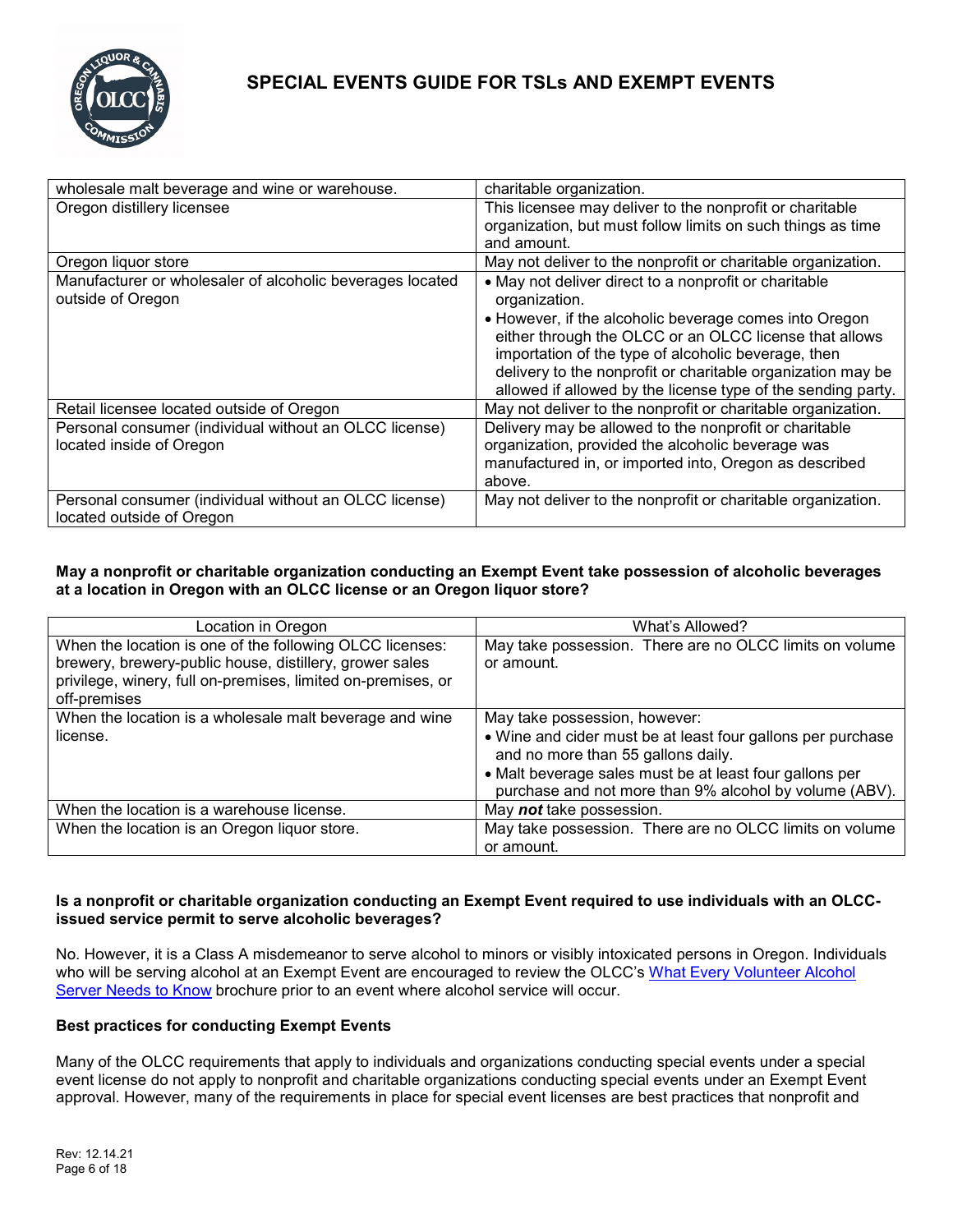| | |
|---|---|
| wholesale malt beverage and wine or warehouse. | charitable organization. |
| Oregon distillery licensee | This licensee may deliver to the nonprofit or charitable organization, but must follow limits on such things as time and amount. |
| Oregon liquor store | May not deliver to the nonprofit or charitable organization. |
| Manufacturer or wholesaler of alcoholic beverages located outside of Oregon | • May not deliver direct to a nonprofit or charitable organization.<br>• However, if the alcoholic beverage comes into Oregon either through the OLCC or an OLCC license that allows importation of the type of alcoholic beverage, then delivery to the nonprofit or charitable organization may be allowed if allowed by the license type of the sending party. |
| Retail licensee located outside of Oregon | May not deliver to the nonprofit or charitable organization. |
| Personal consumer (individual without an OLCC license) located inside of Oregon | Delivery may be allowed to the nonprofit or charitable organization, provided the alcoholic beverage was manufactured in, or imported into, Oregon as described above. |
| Personal consumer (individual without an OLCC license) located outside of Oregon | May not deliver to the nonprofit or charitable organization. |

**May a nonprofit or charitable organization conducting an Exempt Event take possession of alcoholic beverages at a location in Oregon with an OLCC license or an Oregon liquor store?**

| Location in Oregon | What's Allowed? |
|---|---|
| When the location is one of the following OLCC licenses: brewery, brewery-public house, distillery, grower sales privilege, winery, full on-premises, limited on-premises, or off-premises | May take possession. There are no OLCC limits on volume or amount. |
| When the location is a wholesale malt beverage and wine license. | May take possession, however:<br>• Wine and cider must be at least four gallons per purchase and no more than 55 gallons daily.<br>• Malt beverage sales must be at least four gallons per purchase and not more than 9% alcohol by volume (ABV). |
| When the location is a warehouse license. | May ***not*** take possession. |
| When the location is an Oregon liquor store. | May take possession. There are no OLCC limits on volume or amount. |

**Is a nonprofit or charitable organization conducting an Exempt Event required to use individuals with an OLCC-issued service permit to serve alcoholic beverages?**

No. However, it is a Class A misdemeanor to serve alcohol to minors or visibly intoxicated persons in Oregon. Individuals who will be serving alcohol at an Exempt Event are encouraged to review the OLCC's What Every Volunteer Alcohol Server Needs to Know brochure prior to an event where alcohol service will occur.

**Best practices for conducting Exempt Events**

Many of the OLCC requirements that apply to individuals and organizations conducting special events under a special event license do not apply to nonprofit and charitable organizations conducting special events under an Exempt Event approval. However, many of the requirements in place for special event licenses are best practices that nonprofit and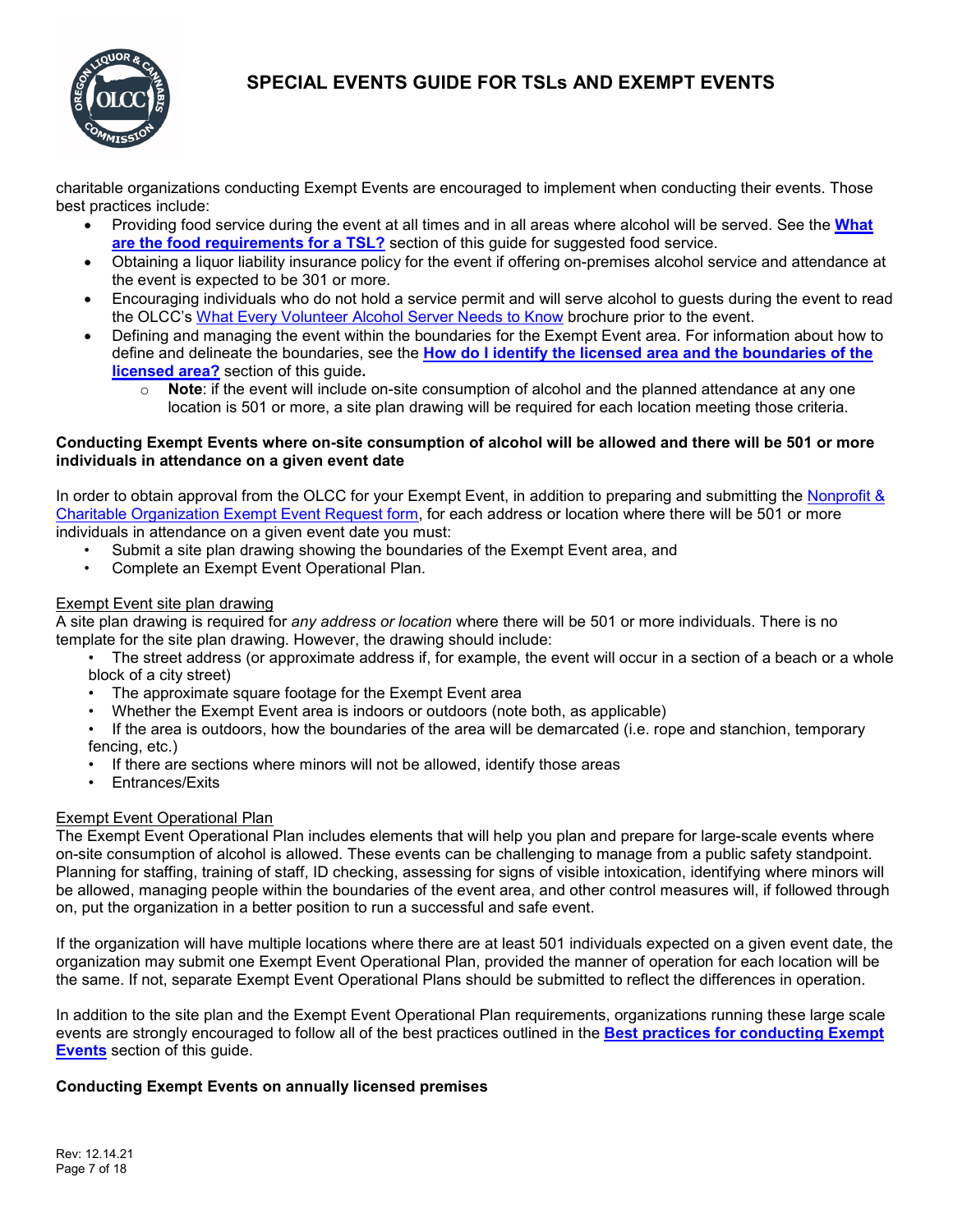charitable organizations conducting Exempt Events are encouraged to implement when conducting their events. Those best practices include:

- Providing food service during the event at all times and in all areas where alcohol will be served. See the **What are the food requirements for a TSL?** section of this guide for suggested food service.
- Obtaining a liquor liability insurance policy for the event if offering on-premises alcohol service and attendance at the event is expected to be 301 or more.
- Encouraging individuals who do not hold a service permit and will serve alcohol to guests during the event to read the OLCC's What Every Volunteer Alcohol Server Needs to Know brochure prior to the event.
- Defining and managing the event within the boundaries for the Exempt Event area. For information about how to define and delineate the boundaries, see the **How do I identify the licensed area and the boundaries of the licensed area?** section of this guide.
    - **Note**: if the event will include on-site consumption of alcohol and the planned attendance at any one location is 501 or more, a site plan drawing will be required for each location meeting those criteria.

**Conducting Exempt Events where on-site consumption of alcohol will be allowed and there will be 501 or more individuals in attendance on a given event date**

In order to obtain approval from the OLCC for your Exempt Event, in addition to preparing and submitting the Nonprofit & Charitable Organization Exempt Event Request form, for each address or location where there will be 501 or more individuals in attendance on a given event date you must:

- Submit a site plan drawing showing the boundaries of the Exempt Event area, and
- Complete an Exempt Event Operational Plan.

<u>Exempt Event site plan drawing</u>

A site plan drawing is required for *any address or location* where there will be 501 or more individuals. There is no template for the site plan drawing. However, the drawing should include:

- The street address (or approximate address if, for example, the event will occur in a section of a beach or a whole block of a city street)
- The approximate square footage for the Exempt Event area
- Whether the Exempt Event area is indoors or outdoors (note both, as applicable)
- If the area is outdoors, how the boundaries of the area will be demarcated (i.e. rope and stanchion, temporary fencing, etc.)
- If there are sections where minors will not be allowed, identify those areas
- Entrances/Exits

<u>Exempt Event Operational Plan</u>

The Exempt Event Operational Plan includes elements that will help you plan and prepare for large-scale events where on-site consumption of alcohol is allowed. These events can be challenging to manage from a public safety standpoint. Planning for staffing, training of staff, ID checking, assessing for signs of visible intoxication, identifying where minors will be allowed, managing people within the boundaries of the event area, and other control measures will, if followed through on, put the organization in a better position to run a successful and safe event.

If the organization will have multiple locations where there are at least 501 individuals expected on a given event date, the organization may submit one Exempt Event Operational Plan, provided the manner of operation for each location will be the same. If not, separate Exempt Event Operational Plans should be submitted to reflect the differences in operation.

In addition to the site plan and the Exempt Event Operational Plan requirements, organizations running these large scale events are strongly encouraged to follow all of the best practices outlined in the **Best practices for conducting Exempt Events** section of this guide.

**Conducting Exempt Events on annually licensed premises**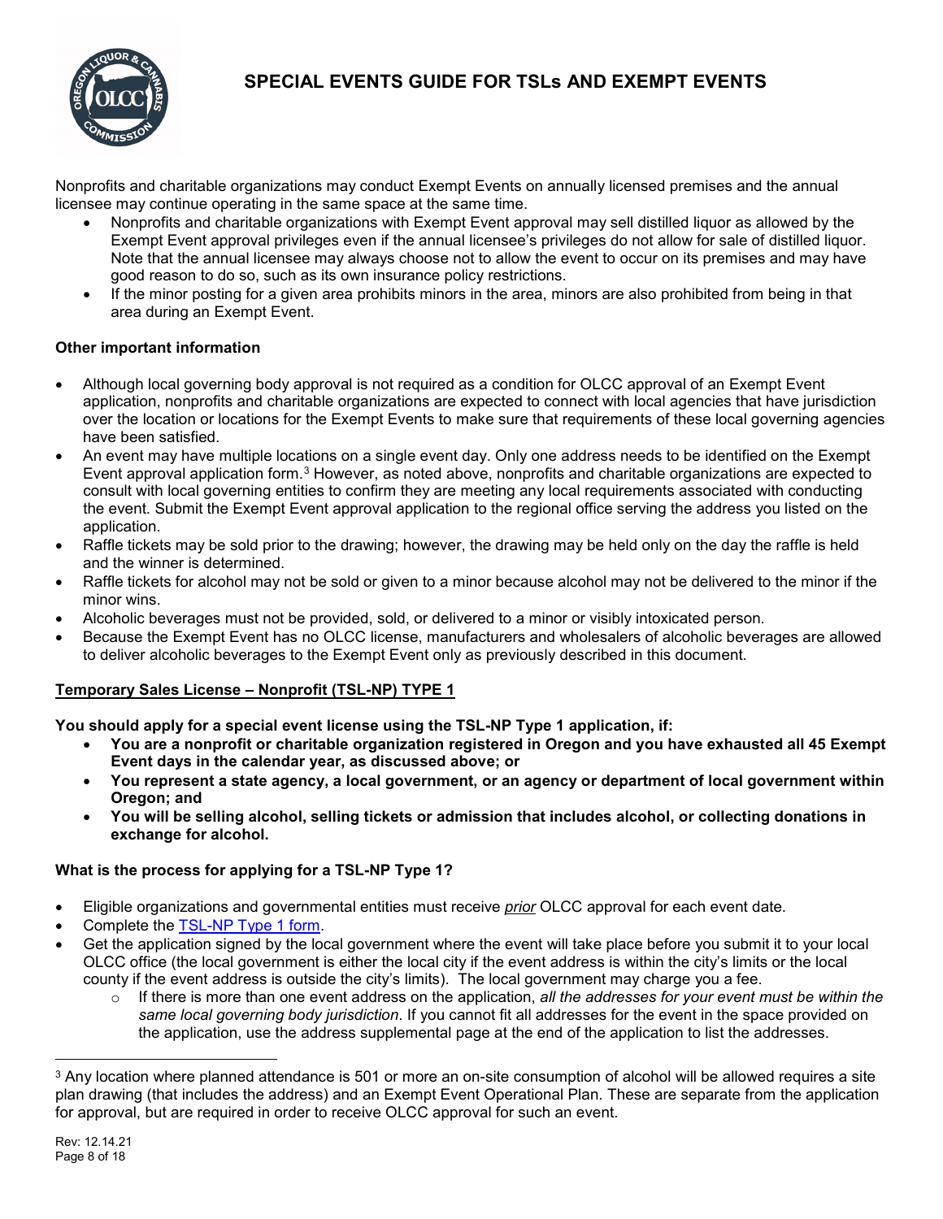Nonprofits and charitable organizations may conduct Exempt Events on annually licensed premises and the annual licensee may continue operating in the same space at the same time.

- Nonprofits and charitable organizations with Exempt Event approval may sell distilled liquor as allowed by the Exempt Event approval privileges even if the annual licensee's privileges do not allow for sale of distilled liquor. Note that the annual licensee may always choose not to allow the event to occur on its premises and may have good reason to do so, such as its own insurance policy restrictions.
- If the minor posting for a given area prohibits minors in the area, minors are also prohibited from being in that area during an Exempt Event.

**Other important information**

- Although local governing body approval is not required as a condition for OLCC approval of an Exempt Event application, nonprofits and charitable organizations are expected to connect with local agencies that have jurisdiction over the location or locations for the Exempt Events to make sure that requirements of these local governing agencies have been satisfied.
- An event may have multiple locations on a single event day. Only one address needs to be identified on the Exempt Event approval application form.[3] However, as noted above, nonprofits and charitable organizations are expected to consult with local governing entities to confirm they are meeting any local requirements associated with conducting the event. Submit the Exempt Event approval application to the regional office serving the address you listed on the application.
- Raffle tickets may be sold prior to the drawing; however, the drawing may be held only on the day the raffle is held and the winner is determined.
- Raffle tickets for alcohol may not be sold or given to a minor because alcohol may not be delivered to the minor if the minor wins.
- Alcoholic beverages must not be provided, sold, or delivered to a minor or visibly intoxicated person.
- Because the Exempt Event has no OLCC license, manufacturers and wholesalers of alcoholic beverages are allowed to deliver alcoholic beverages to the Exempt Event only as previously described in this document.

## Temporary Sales License – Nonprofit (TSL-NP) TYPE 1

**You should apply for a special event license using the TSL-NP Type 1 application, if:**

- **You are a nonprofit or charitable organization registered in Oregon and you have exhausted all 45 Exempt Event days in the calendar year, as discussed above; or**
- **You represent a state agency, a local government, or an agency or department of local government within Oregon; and**
- **You will be selling alcohol, selling tickets or admission that includes alcohol, or collecting donations in exchange for alcohol.**

**What is the process for applying for a TSL-NP Type 1?**

- Eligible organizations and governmental entities must receive ***prior*** OLCC approval for each event date.
- Complete the TSL-NP Type 1 form.
- Get the application signed by the local government where the event will take place before you submit it to your local OLCC office (the local government is either the local city if the event address is within the city's limits or the local county if the event address is outside the city's limits). The local government may charge you a fee.
  - If there is more than one event address on the application, *all the addresses for your event must be within the same local governing body jurisdiction*. If you cannot fit all addresses for the event in the space provided on the application, use the address supplemental page at the end of the application to list the addresses.

---

[3] Any location where planned attendance is 501 or more an on-site consumption of alcohol will be allowed requires a site plan drawing (that includes the address) and an Exempt Event Operational Plan. These are separate from the application for approval, but are required in order to receive OLCC approval for such an event.

Rev: 12.14.21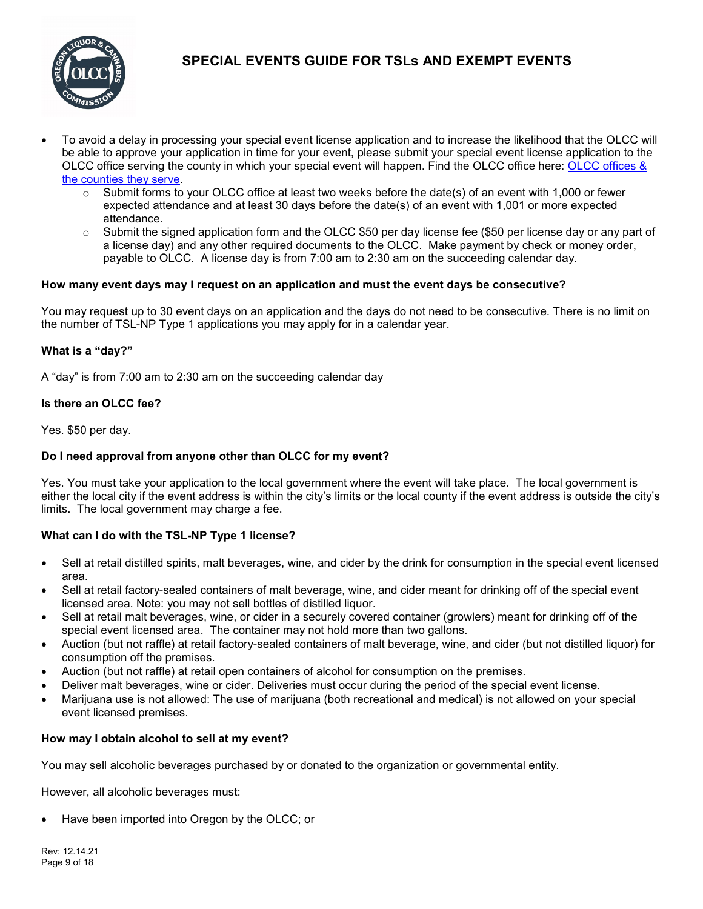- To avoid a delay in processing your special event license application and to increase the likelihood that the OLCC will be able to approve your application in time for your event, please submit your special event license application to the OLCC office serving the county in which your special event will happen. Find the OLCC office here: [OLCC offices & the counties they serve](#).
  - Submit forms to your OLCC office at least two weeks before the date(s) of an event with 1,000 or fewer expected attendance and at least 30 days before the date(s) of an event with 1,001 or more expected attendance.
  - Submit the signed application form and the OLCC $50 per day license fee ($50 per license day or any part of a license day) and any other required documents to the OLCC. Make payment by check or money order, payable to OLCC. A license day is from 7:00 am to 2:30 am on the succeeding calendar day.

**How many event days may I request on an application and must the event days be consecutive?**

You may request up to 30 event days on an application and the days do not need to be consecutive. There is no limit on the number of TSL-NP Type 1 applications you may apply for in a calendar year.

**What is a "day?"**

A "day" is from 7:00 am to 2:30 am on the succeeding calendar day

**Is there an OLCC fee?**

Yes. $50 per day.

**Do I need approval from anyone other than OLCC for my event?**

Yes. You must take your application to the local government where the event will take place. The local government is either the local city if the event address is within the city's limits or the local county if the event address is outside the city's limits. The local government may charge a fee.

**What can I do with the TSL-NP Type 1 license?**

- Sell at retail distilled spirits, malt beverages, wine, and cider by the drink for consumption in the special event licensed area.
- Sell at retail factory-sealed containers of malt beverage, wine, and cider meant for drinking off of the special event licensed area. Note: you may not sell bottles of distilled liquor.
- Sell at retail malt beverages, wine, or cider in a securely covered container (growlers) meant for drinking off of the special event licensed area. The container may not hold more than two gallons.
- Auction (but not raffle) at retail factory-sealed containers of malt beverage, wine, and cider (but not distilled liquor) for consumption off the premises.
- Auction (but not raffle) at retail open containers of alcohol for consumption on the premises.
- Deliver malt beverages, wine or cider. Deliveries must occur during the period of the special event license.
- Marijuana use is not allowed: The use of marijuana (both recreational and medical) is not allowed on your special event licensed premises.

**How may I obtain alcohol to sell at my event?**

You may sell alcoholic beverages purchased by or donated to the organization or governmental entity.

However, all alcoholic beverages must:

- Have been imported into Oregon by the OLCC; or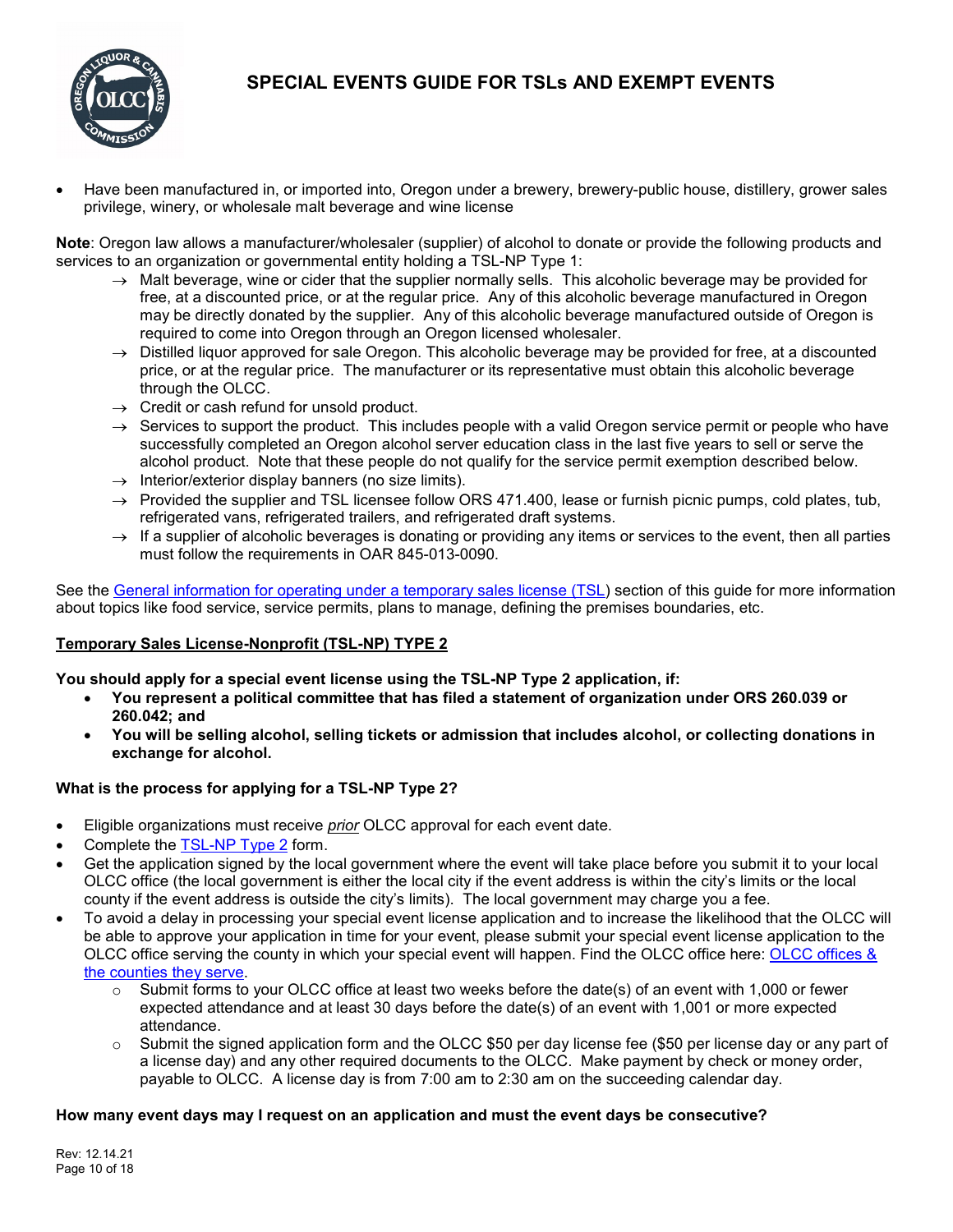- Have been manufactured in, or imported into, Oregon under a brewery, brewery-public house, distillery, grower sales privilege, winery, or wholesale malt beverage and wine license

**Note**: Oregon law allows a manufacturer/wholesaler (supplier) of alcohol to donate or provide the following products and services to an organization or governmental entity holding a TSL-NP Type 1:

- → Malt beverage, wine or cider that the supplier normally sells. This alcoholic beverage may be provided for free, at a discounted price, or at the regular price. Any of this alcoholic beverage manufactured in Oregon may be directly donated by the supplier. Any of this alcoholic beverage manufactured outside of Oregon is required to come into Oregon through an Oregon licensed wholesaler.
- → Distilled liquor approved for sale Oregon. This alcoholic beverage may be provided for free, at a discounted price, or at the regular price. The manufacturer or its representative must obtain this alcoholic beverage through the OLCC.
- → Credit or cash refund for unsold product.
- → Services to support the product. This includes people with a valid Oregon service permit or people who have successfully completed an Oregon alcohol server education class in the last five years to sell or serve the alcohol product. Note that these people do not qualify for the service permit exemption described below.
- → Interior/exterior display banners (no size limits).
- → Provided the supplier and TSL licensee follow ORS 471.400, lease or furnish picnic pumps, cold plates, tub, refrigerated vans, refrigerated trailers, and refrigerated draft systems.
- → If a supplier of alcoholic beverages is donating or providing any items or services to the event, then all parties must follow the requirements in OAR 845-013-0090.

See the General information for operating under a temporary sales license (TSL) section of this guide for more information about topics like food service, service permits, plans to manage, defining the premises boundaries, etc.

## Temporary Sales License-Nonprofit (TSL-NP) TYPE 2

**You should apply for a special event license using the TSL-NP Type 2 application, if:**

- **You represent a political committee that has filed a statement of organization under ORS 260.039 or 260.042; and**
- **You will be selling alcohol, selling tickets or admission that includes alcohol, or collecting donations in exchange for alcohol.**

### What is the process for applying for a TSL-NP Type 2?

- Eligible organizations must receive ***prior*** OLCC approval for each event date.
- Complete the TSL-NP Type 2 form.
- Get the application signed by the local government where the event will take place before you submit it to your local OLCC office (the local government is either the local city if the event address is within the city's limits or the local county if the event address is outside the city's limits). The local government may charge you a fee.
- To avoid a delay in processing your special event license application and to increase the likelihood that the OLCC will be able to approve your application in time for your event, please submit your special event license application to the OLCC office serving the county in which your special event will happen. Find the OLCC office here: OLCC offices & the counties they serve.
  - Submit forms to your OLCC office at least two weeks before the date(s) of an event with 1,000 or fewer expected attendance and at least 30 days before the date(s) of an event with 1,001 or more expected attendance.
  - Submit the signed application form and the OLCC $50 per day license fee ($50 per license day or any part of a license day) and any other required documents to the OLCC. Make payment by check or money order, payable to OLCC. A license day is from 7:00 am to 2:30 am on the succeeding calendar day.

### How many event days may I request on an application and must the event days be consecutive?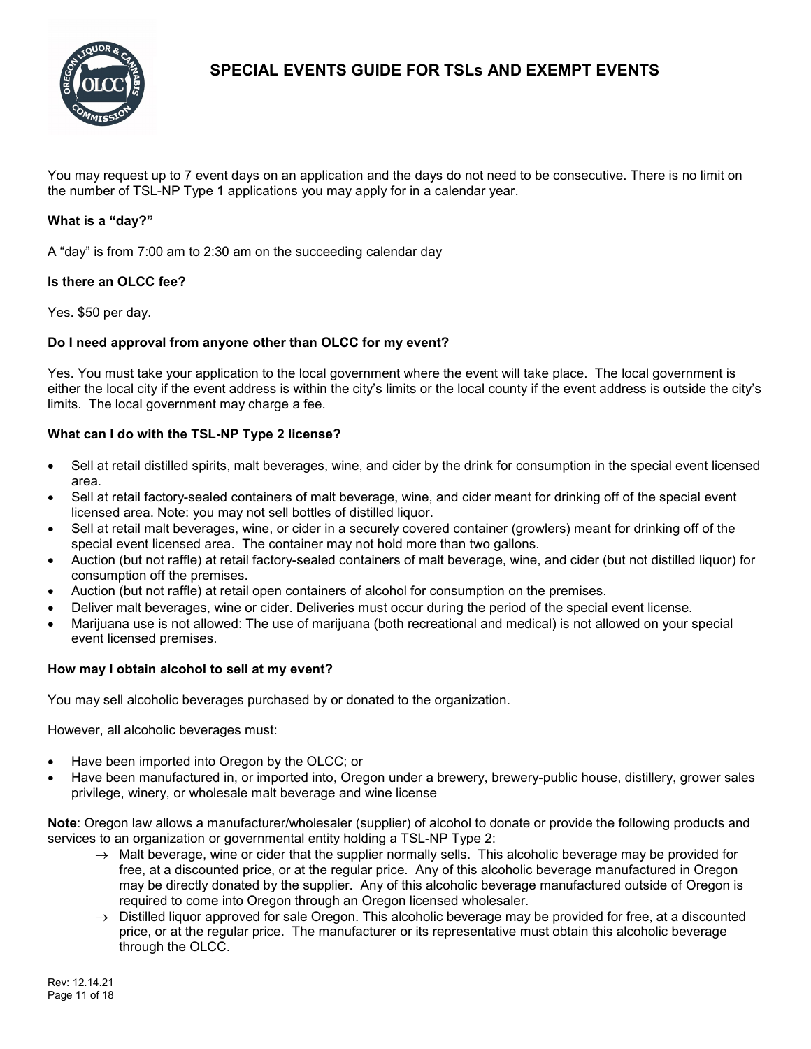# SPECIAL EVENTS GUIDE FOR TSLs AND EXEMPT EVENTS

You may request up to 7 event days on an application and the days do not need to be consecutive. There is no limit on the number of TSL-NP Type 1 applications you may apply for in a calendar year.

**What is a "day?"**

A "day" is from 7:00 am to 2:30 am on the succeeding calendar day

**Is there an OLCC fee?**

Yes. $50 per day.

**Do I need approval from anyone other than OLCC for my event?**

Yes. You must take your application to the local government where the event will take place. The local government is either the local city if the event address is within the city's limits or the local county if the event address is outside the city's limits. The local government may charge a fee.

**What can I do with the TSL-NP Type 2 license?**

- Sell at retail distilled spirits, malt beverages, wine, and cider by the drink for consumption in the special event licensed area.
- Sell at retail factory-sealed containers of malt beverage, wine, and cider meant for drinking off of the special event licensed area. Note: you may not sell bottles of distilled liquor.
- Sell at retail malt beverages, wine, or cider in a securely covered container (growlers) meant for drinking off of the special event licensed area. The container may not hold more than two gallons.
- Auction (but not raffle) at retail factory-sealed containers of malt beverage, wine, and cider (but not distilled liquor) for consumption off the premises.
- Auction (but not raffle) at retail open containers of alcohol for consumption on the premises.
- Deliver malt beverages, wine or cider. Deliveries must occur during the period of the special event license.
- Marijuana use is not allowed: The use of marijuana (both recreational and medical) is not allowed on your special event licensed premises.

**How may I obtain alcohol to sell at my event?**

You may sell alcoholic beverages purchased by or donated to the organization.

However, all alcoholic beverages must:

- Have been imported into Oregon by the OLCC; or
- Have been manufactured in, or imported into, Oregon under a brewery, brewery-public house, distillery, grower sales privilege, winery, or wholesale malt beverage and wine license

**Note**: Oregon law allows a manufacturer/wholesaler (supplier) of alcohol to donate or provide the following products and services to an organization or governmental entity holding a TSL-NP Type 2:

- → Malt beverage, wine or cider that the supplier normally sells. This alcoholic beverage may be provided for free, at a discounted price, or at the regular price. Any of this alcoholic beverage manufactured in Oregon may be directly donated by the supplier. Any of this alcoholic beverage manufactured outside of Oregon is required to come into Oregon through an Oregon licensed wholesaler.
- → Distilled liquor approved for sale Oregon. This alcoholic beverage may be provided for free, at a discounted price, or at the regular price. The manufacturer or its representative must obtain this alcoholic beverage through the OLCC.

Rev: 12.14.21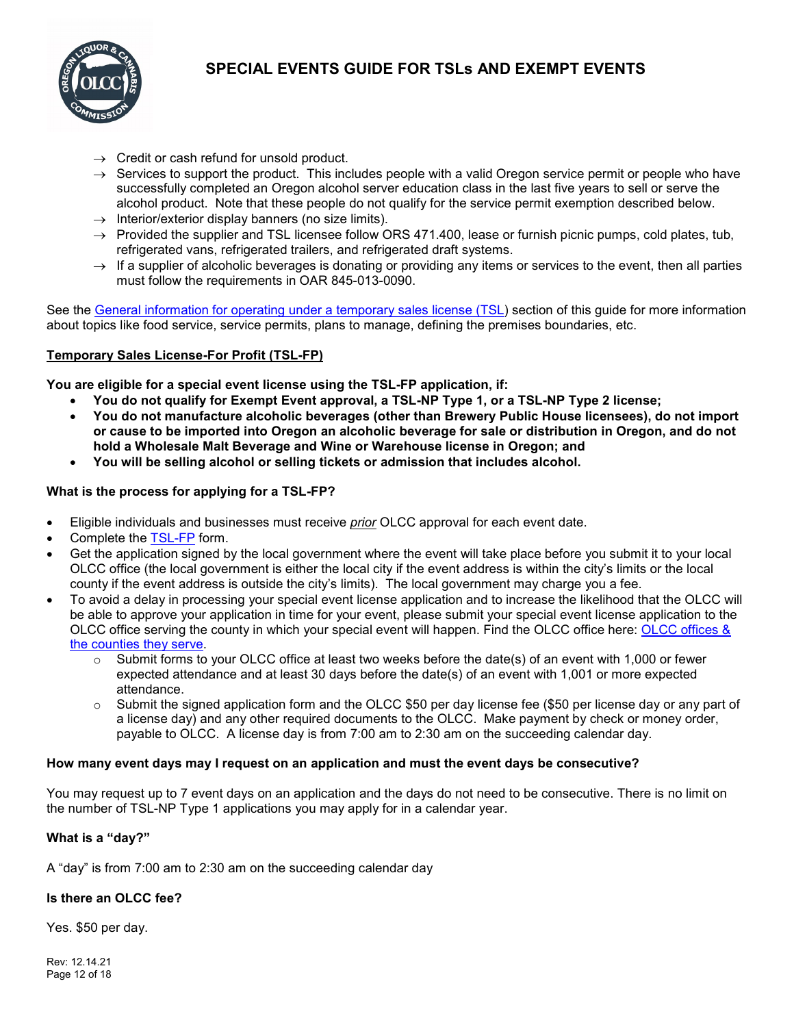- → Credit or cash refund for unsold product.
- → Services to support the product. This includes people with a valid Oregon service permit or people who have successfully completed an Oregon alcohol server education class in the last five years to sell or serve the alcohol product. Note that these people do not qualify for the service permit exemption described below.
- → Interior/exterior display banners (no size limits).
- → Provided the supplier and TSL licensee follow ORS 471.400, lease or furnish picnic pumps, cold plates, tub, refrigerated vans, refrigerated trailers, and refrigerated draft systems.
- → If a supplier of alcoholic beverages is donating or providing any items or services to the event, then all parties must follow the requirements in OAR 845-013-0090.

See the General information for operating under a temporary sales license (TSL) section of this guide for more information about topics like food service, service permits, plans to manage, defining the premises boundaries, etc.

## Temporary Sales License-For Profit (TSL-FP)

**You are eligible for a special event license using the TSL-FP application, if:**

- **You do not qualify for Exempt Event approval, a TSL-NP Type 1, or a TSL-NP Type 2 license;**
- **You do not manufacture alcoholic beverages (other than Brewery Public House licensees), do not import or cause to be imported into Oregon an alcoholic beverage for sale or distribution in Oregon, and do not hold a Wholesale Malt Beverage and Wine or Warehouse license in Oregon; and**
- **You will be selling alcohol or selling tickets or admission that includes alcohol.**

### What is the process for applying for a TSL-FP?

- Eligible individuals and businesses must receive ***prior*** OLCC approval for each event date.
- Complete the TSL-FP form.
- Get the application signed by the local government where the event will take place before you submit it to your local OLCC office (the local government is either the local city if the event address is within the city's limits or the local county if the event address is outside the city's limits). The local government may charge you a fee.
- To avoid a delay in processing your special event license application and to increase the likelihood that the OLCC will be able to approve your application in time for your event, please submit your special event license application to the OLCC office serving the county in which your special event will happen. Find the OLCC office here: OLCC offices & the counties they serve.
  - Submit forms to your OLCC office at least two weeks before the date(s) of an event with 1,000 or fewer expected attendance and at least 30 days before the date(s) of an event with 1,001 or more expected attendance.
  - Submit the signed application form and the OLCC $50 per day license fee ($50 per license day or any part of a license day) and any other required documents to the OLCC. Make payment by check or money order, payable to OLCC. A license day is from 7:00 am to 2:30 am on the succeeding calendar day.

### How many event days may I request on an application and must the event days be consecutive?

You may request up to 7 event days on an application and the days do not need to be consecutive. There is no limit on the number of TSL-NP Type 1 applications you may apply for in a calendar year.

### What is a "day?"

A "day" is from 7:00 am to 2:30 am on the succeeding calendar day

### Is there an OLCC fee?

Yes. $50 per day.

Rev: 12.14.21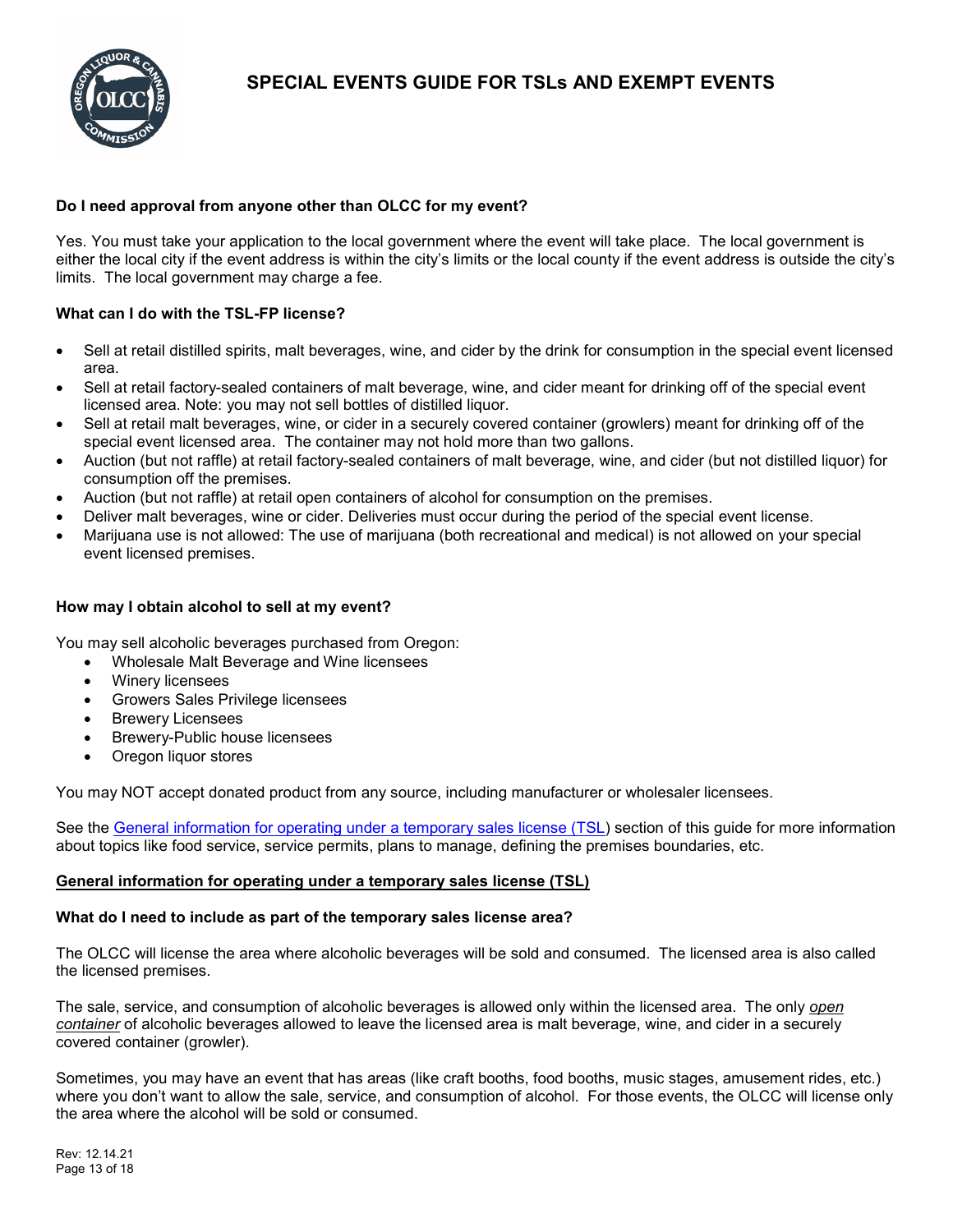# SPECIAL EVENTS GUIDE FOR TSLs AND EXEMPT EVENTS

**Do I need approval from anyone other than OLCC for my event?**

Yes. You must take your application to the local government where the event will take place. The local government is either the local city if the event address is within the city's limits or the local county if the event address is outside the city's limits. The local government may charge a fee.

**What can I do with the TSL-FP license?**

- Sell at retail distilled spirits, malt beverages, wine, and cider by the drink for consumption in the special event licensed area.
- Sell at retail factory-sealed containers of malt beverage, wine, and cider meant for drinking off of the special event licensed area. Note: you may not sell bottles of distilled liquor.
- Sell at retail malt beverages, wine, or cider in a securely covered container (growlers) meant for drinking off of the special event licensed area. The container may not hold more than two gallons.
- Auction (but not raffle) at retail factory-sealed containers of malt beverage, wine, and cider (but not distilled liquor) for consumption off the premises.
- Auction (but not raffle) at retail open containers of alcohol for consumption on the premises.
- Deliver malt beverages, wine or cider. Deliveries must occur during the period of the special event license.
- Marijuana use is not allowed: The use of marijuana (both recreational and medical) is not allowed on your special event licensed premises.

**How may I obtain alcohol to sell at my event?**

You may sell alcoholic beverages purchased from Oregon:

- Wholesale Malt Beverage and Wine licensees
- Winery licensees
- Growers Sales Privilege licensees
- Brewery Licensees
- Brewery-Public house licensees
- Oregon liquor stores

You may NOT accept donated product from any source, including manufacturer or wholesaler licensees.

See the General information for operating under a temporary sales license (TSL) section of this guide for more information about topics like food service, service permits, plans to manage, defining the premises boundaries, etc.

## General information for operating under a temporary sales license (TSL)

**What do I need to include as part of the temporary sales license area?**

The OLCC will license the area where alcoholic beverages will be sold and consumed. The licensed area is also called the licensed premises.

The sale, service, and consumption of alcoholic beverages is allowed only within the licensed area. The only *open container* of alcoholic beverages allowed to leave the licensed area is malt beverage, wine, and cider in a securely covered container (growler).

Sometimes, you may have an event that has areas (like craft booths, food booths, music stages, amusement rides, etc.) where you don't want to allow the sale, service, and consumption of alcohol. For those events, the OLCC will license only the area where the alcohol will be sold or consumed.

Rev: 12.14.21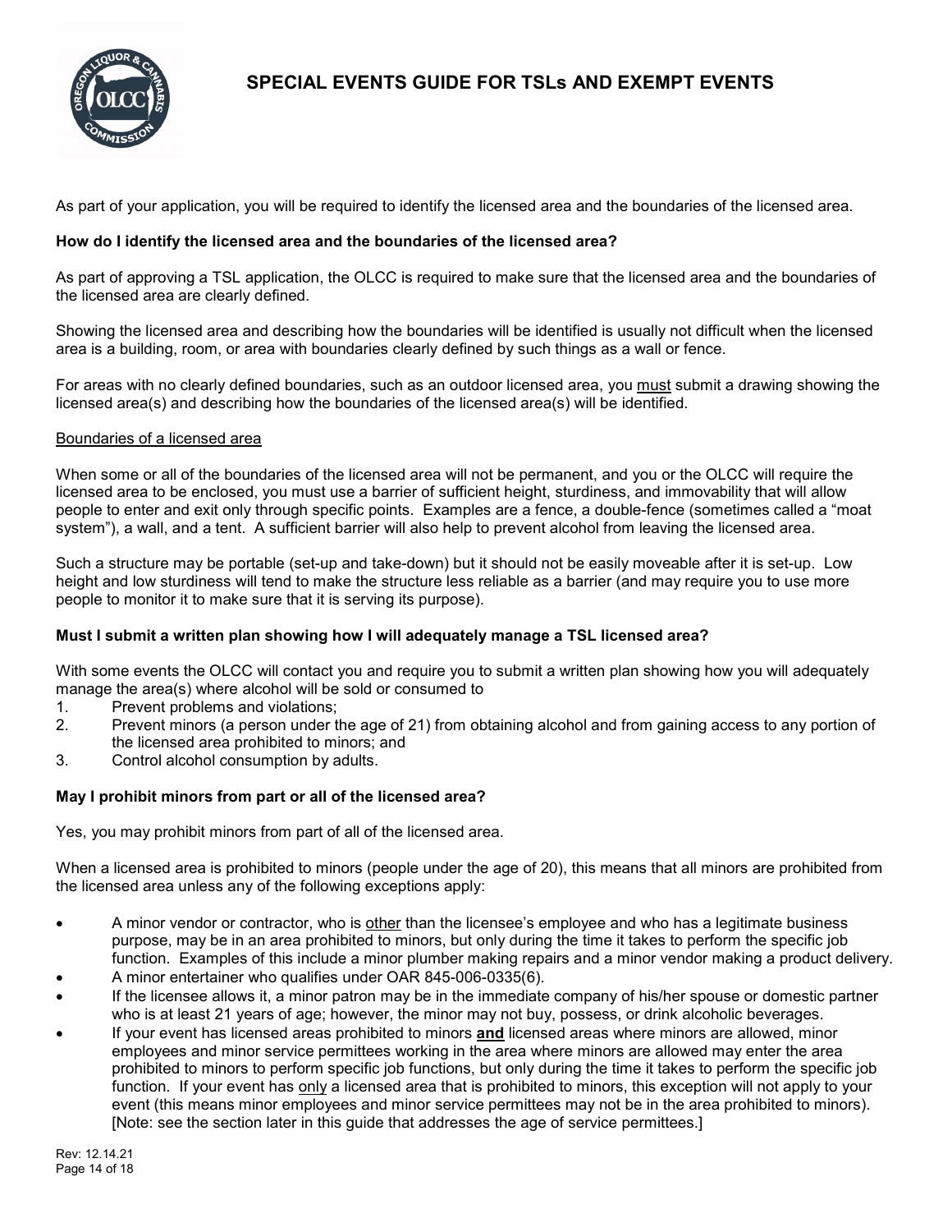As part of your application, you will be required to identify the licensed area and the boundaries of the licensed area.

### How do I identify the licensed area and the boundaries of the licensed area?

As part of approving a TSL application, the OLCC is required to make sure that the licensed area and the boundaries of the licensed area are clearly defined.

Showing the licensed area and describing how the boundaries will be identified is usually not difficult when the licensed area is a building, room, or area with boundaries clearly defined by such things as a wall or fence.

For areas with no clearly defined boundaries, such as an outdoor licensed area, you must submit a drawing showing the licensed area(s) and describing how the boundaries of the licensed area(s) will be identified.

#### Boundaries of a licensed area

When some or all of the boundaries of the licensed area will not be permanent, and you or the OLCC will require the licensed area to be enclosed, you must use a barrier of sufficient height, sturdiness, and immovability that will allow people to enter and exit only through specific points. Examples are a fence, a double-fence (sometimes called a "moat system"), a wall, and a tent. A sufficient barrier will also help to prevent alcohol from leaving the licensed area.

Such a structure may be portable (set-up and take-down) but it should not be easily moveable after it is set-up. Low height and low sturdiness will tend to make the structure less reliable as a barrier (and may require you to use more people to monitor it to make sure that it is serving its purpose).

### Must I submit a written plan showing how I will adequately manage a TSL licensed area?

With some events the OLCC will contact you and require you to submit a written plan showing how you will adequately manage the area(s) where alcohol will be sold or consumed to

1. Prevent problems and violations;
2. Prevent minors (a person under the age of 21) from obtaining alcohol and from gaining access to any portion of the licensed area prohibited to minors; and
3. Control alcohol consumption by adults.

### May I prohibit minors from part or all of the licensed area?

Yes, you may prohibit minors from part of all of the licensed area.

When a licensed area is prohibited to minors (people under the age of 20), this means that all minors are prohibited from the licensed area unless any of the following exceptions apply:

- A minor vendor or contractor, who is other than the licensee's employee and who has a legitimate business purpose, may be in an area prohibited to minors, but only during the time it takes to perform the specific job function. Examples of this include a minor plumber making repairs and a minor vendor making a product delivery.
- A minor entertainer who qualifies under OAR 845-006-0335(6).
- If the licensee allows it, a minor patron may be in the immediate company of his/her spouse or domestic partner who is at least 21 years of age; however, the minor may not buy, possess, or drink alcoholic beverages.
- If your event has licensed areas prohibited to minors **and** licensed areas where minors are allowed, minor employees and minor service permittees working in the area where minors are allowed may enter the area prohibited to minors to perform specific job functions, but only during the time it takes to perform the specific job function. If your event has only a licensed area that is prohibited to minors, this exception will not apply to your event (this means minor employees and minor service permittees may not be in the area prohibited to minors). [Note: see the section later in this guide that addresses the age of service permittees.]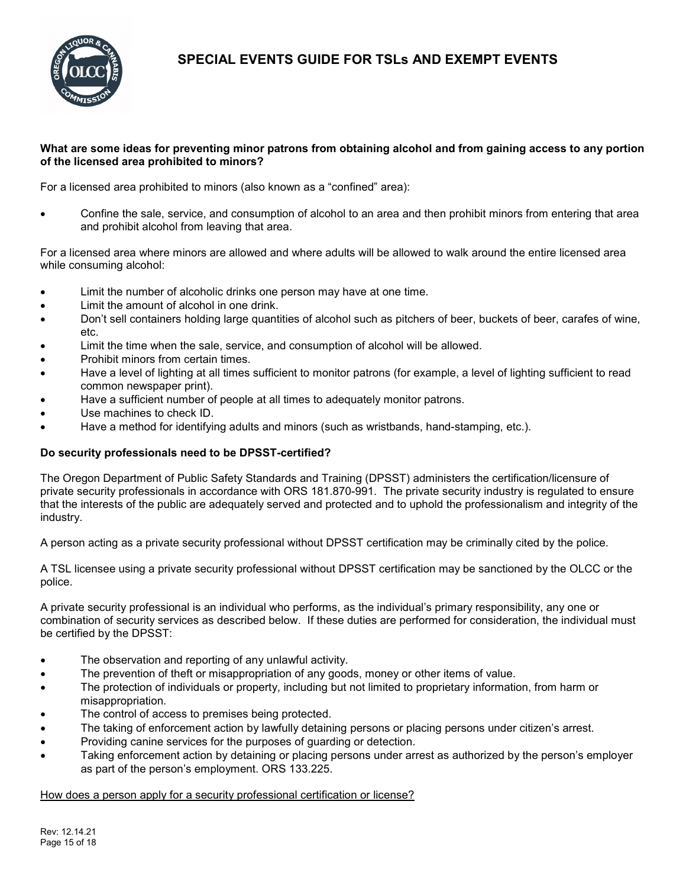**What are some ideas for preventing minor patrons from obtaining alcohol and from gaining access to any portion of the licensed area prohibited to minors?**

For a licensed area prohibited to minors (also known as a "confined" area):

- Confine the sale, service, and consumption of alcohol to an area and then prohibit minors from entering that area and prohibit alcohol from leaving that area.

For a licensed area where minors are allowed and where adults will be allowed to walk around the entire licensed area while consuming alcohol:

- Limit the number of alcoholic drinks one person may have at one time.
- Limit the amount of alcohol in one drink.
- Don't sell containers holding large quantities of alcohol such as pitchers of beer, buckets of beer, carafes of wine, etc.
- Limit the time when the sale, service, and consumption of alcohol will be allowed.
- Prohibit minors from certain times.
- Have a level of lighting at all times sufficient to monitor patrons (for example, a level of lighting sufficient to read common newspaper print).
- Have a sufficient number of people at all times to adequately monitor patrons.
- Use machines to check ID.
- Have a method for identifying adults and minors (such as wristbands, hand-stamping, etc.).

**Do security professionals need to be DPSST-certified?**

The Oregon Department of Public Safety Standards and Training (DPSST) administers the certification/licensure of private security professionals in accordance with ORS 181.870-991. The private security industry is regulated to ensure that the interests of the public are adequately served and protected and to uphold the professionalism and integrity of the industry.

A person acting as a private security professional without DPSST certification may be criminally cited by the police.

A TSL licensee using a private security professional without DPSST certification may be sanctioned by the OLCC or the police.

A private security professional is an individual who performs, as the individual's primary responsibility, any one or combination of security services as described below. If these duties are performed for consideration, the individual must be certified by the DPSST:

- The observation and reporting of any unlawful activity.
- The prevention of theft or misappropriation of any goods, money or other items of value.
- The protection of individuals or property, including but not limited to proprietary information, from harm or misappropriation.
- The control of access to premises being protected.
- The taking of enforcement action by lawfully detaining persons or placing persons under citizen's arrest.
- Providing canine services for the purposes of guarding or detection.
- Taking enforcement action by detaining or placing persons under arrest as authorized by the person's employer as part of the person's employment. ORS 133.225.

<u>How does a person apply for a security professional certification or license?</u>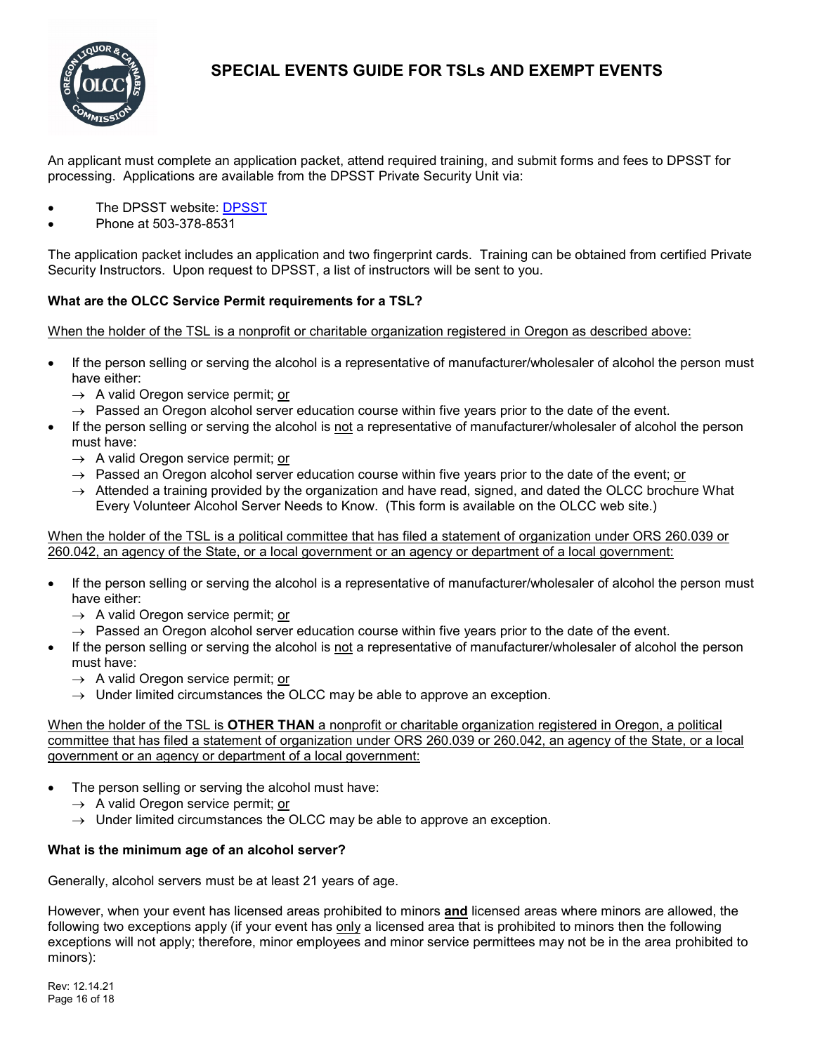An applicant must complete an application packet, attend required training, and submit forms and fees to DPSST for processing. Applications are available from the DPSST Private Security Unit via:

- The DPSST website: [DPSST]
- Phone at 503-378-8531

The application packet includes an application and two fingerprint cards. Training can be obtained from certified Private Security Instructors. Upon request to DPSST, a list of instructors will be sent to you.

**What are the OLCC Service Permit requirements for a TSL?**

<u>When the holder of the TSL is a nonprofit or charitable organization registered in Oregon as described above:</u>

- If the person selling or serving the alcohol is a representative of manufacturer/wholesaler of alcohol the person must have either:
  - → A valid Oregon service permit; <u>or</u>
  - → Passed an Oregon alcohol server education course within five years prior to the date of the event.
- If the person selling or serving the alcohol is <u>not</u> a representative of manufacturer/wholesaler of alcohol the person must have:
  - → A valid Oregon service permit; <u>or</u>
  - → Passed an Oregon alcohol server education course within five years prior to the date of the event; <u>or</u>
  - → Attended a training provided by the organization and have read, signed, and dated the OLCC brochure What Every Volunteer Alcohol Server Needs to Know. (This form is available on the OLCC web site.)

<u>When the holder of the TSL is a political committee that has filed a statement of organization under ORS 260.039 or 260.042, an agency of the State, or a local government or an agency or department of a local government:</u>

- If the person selling or serving the alcohol is a representative of manufacturer/wholesaler of alcohol the person must have either:
  - → A valid Oregon service permit; <u>or</u>
  - → Passed an Oregon alcohol server education course within five years prior to the date of the event.
- If the person selling or serving the alcohol is <u>not</u> a representative of manufacturer/wholesaler of alcohol the person must have:
  - → A valid Oregon service permit; <u>or</u>
  - → Under limited circumstances the OLCC may be able to approve an exception.

<u>When the holder of the TSL is **OTHER THAN** a nonprofit or charitable organization registered in Oregon, a political committee that has filed a statement of organization under ORS 260.039 or 260.042, an agency of the State, or a local government or an agency or department of a local government:</u>

- The person selling or serving the alcohol must have:
  - → A valid Oregon service permit; <u>or</u>
  - → Under limited circumstances the OLCC may be able to approve an exception.

**What is the minimum age of an alcohol server?**

Generally, alcohol servers must be at least 21 years of age.

However, when your event has licensed areas prohibited to minors **<u>and</u>** licensed areas where minors are allowed, the following two exceptions apply (if your event has <u>only</u> a licensed area that is prohibited to minors then the following exceptions will not apply; therefore, minor employees and minor service permittees may not be in the area prohibited to minors):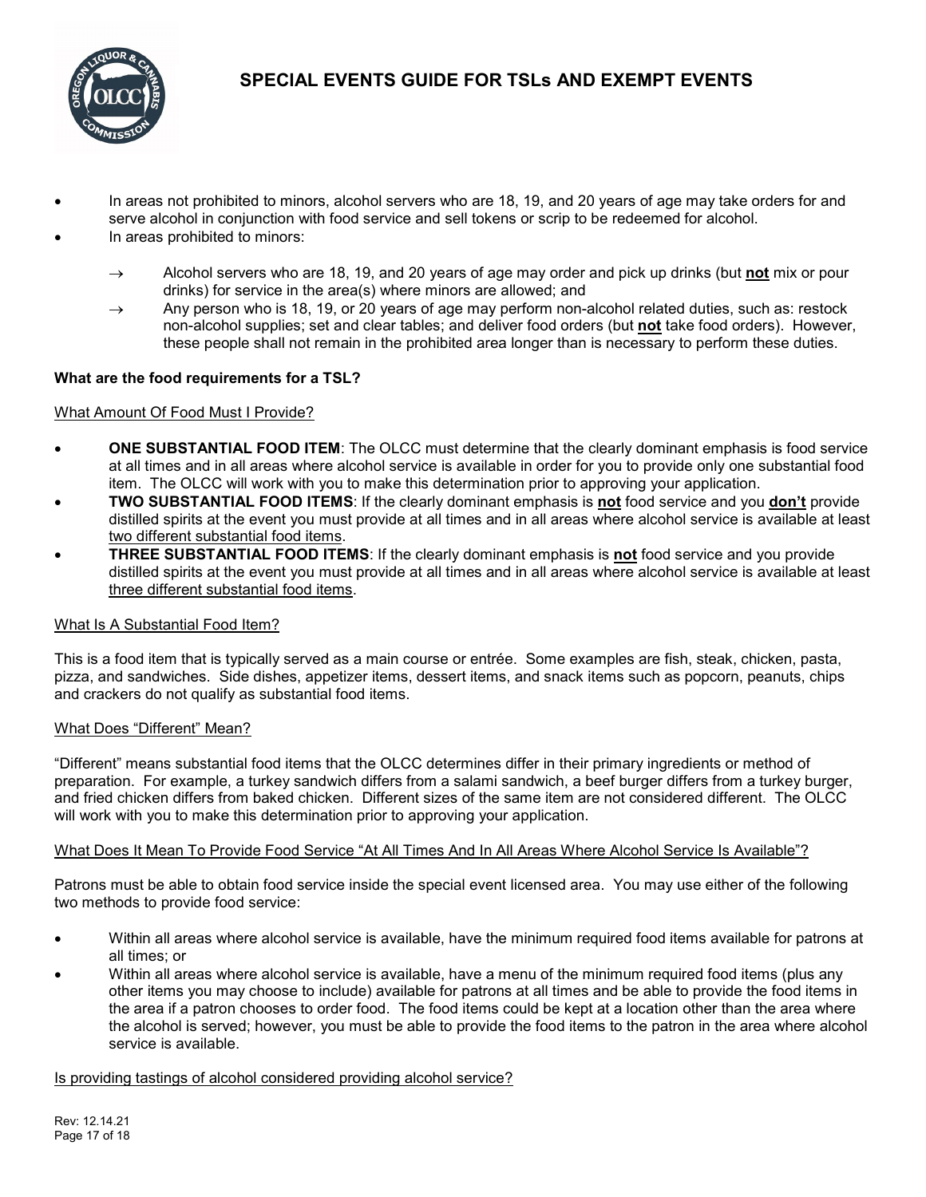- In areas not prohibited to minors, alcohol servers who are 18, 19, and 20 years of age may take orders for and serve alcohol in conjunction with food service and sell tokens or scrip to be redeemed for alcohol.
- In areas prohibited to minors:
  - → Alcohol servers who are 18, 19, and 20 years of age may order and pick up drinks (but **not** mix or pour drinks) for service in the area(s) where minors are allowed; and
  - → Any person who is 18, 19, or 20 years of age may perform non-alcohol related duties, such as: restock non-alcohol supplies; set and clear tables; and deliver food orders (but **not** take food orders). However, these people shall not remain in the prohibited area longer than is necessary to perform these duties.

**What are the food requirements for a TSL?**

What Amount Of Food Must I Provide?

- **ONE SUBSTANTIAL FOOD ITEM**: The OLCC must determine that the clearly dominant emphasis is food service at all times and in all areas where alcohol service is available in order for you to provide only one substantial food item. The OLCC will work with you to make this determination prior to approving your application.
- **TWO SUBSTANTIAL FOOD ITEMS**: If the clearly dominant emphasis is **not** food service and you **don't** provide distilled spirits at the event you must provide at all times and in all areas where alcohol service is available at least two different substantial food items.
- **THREE SUBSTANTIAL FOOD ITEMS**: If the clearly dominant emphasis is **not** food service and you provide distilled spirits at the event you must provide at all times and in all areas where alcohol service is available at least three different substantial food items.

What Is A Substantial Food Item?

This is a food item that is typically served as a main course or entrée. Some examples are fish, steak, chicken, pasta, pizza, and sandwiches. Side dishes, appetizer items, dessert items, and snack items such as popcorn, peanuts, chips and crackers do not qualify as substantial food items.

What Does "Different" Mean?

"Different" means substantial food items that the OLCC determines differ in their primary ingredients or method of preparation. For example, a turkey sandwich differs from a salami sandwich, a beef burger differs from a turkey burger, and fried chicken differs from baked chicken. Different sizes of the same item are not considered different. The OLCC will work with you to make this determination prior to approving your application.

What Does It Mean To Provide Food Service "At All Times And In All Areas Where Alcohol Service Is Available"?

Patrons must be able to obtain food service inside the special event licensed area. You may use either of the following two methods to provide food service:

- Within all areas where alcohol service is available, have the minimum required food items available for patrons at all times; or
- Within all areas where alcohol service is available, have a menu of the minimum required food items (plus any other items you may choose to include) available for patrons at all times and be able to provide the food items in the area if a patron chooses to order food. The food items could be kept at a location other than the area where the alcohol is served; however, you must be able to provide the food items to the patron in the area where alcohol service is available.

Is providing tastings of alcohol considered providing alcohol service?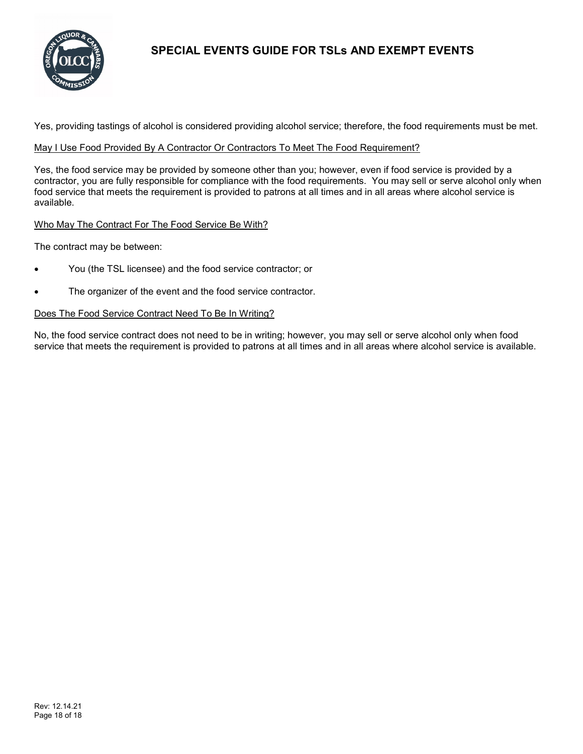Yes, providing tastings of alcohol is considered providing alcohol service; therefore, the food requirements must be met.

May I Use Food Provided By A Contractor Or Contractors To Meet The Food Requirement?

Yes, the food service may be provided by someone other than you; however, even if food service is provided by a contractor, you are fully responsible for compliance with the food requirements. You may sell or serve alcohol only when food service that meets the requirement is provided to patrons at all times and in all areas where alcohol service is available.

Who May The Contract For The Food Service Be With?

The contract may be between:

- You (the TSL licensee) and the food service contractor; or
- The organizer of the event and the food service contractor.

Does The Food Service Contract Need To Be In Writing?

No, the food service contract does not need to be in writing; however, you may sell or serve alcohol only when food service that meets the requirement is provided to patrons at all times and in all areas where alcohol service is available.